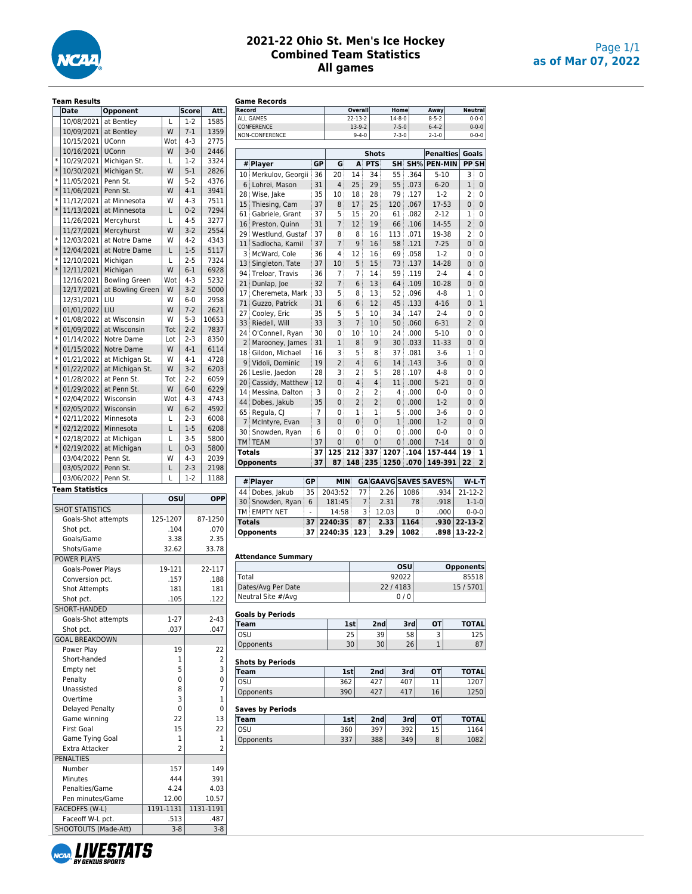# 2021-22 Ohio St. Men's Ice Hockey
## Combined Team Statistics
## All games

as of Mar 07, 2022

### Team Results

| | Date | Opponent | | Score | Att. |
|---|---|---|---|---|---|
| | 10/08/2021 | at Bentley | L | 1-2 | 1585 |
| | 10/09/2021 | at Bentley | W | 7-1 | 1359 |
| | 10/15/2021 | UConn | Wot | 4-3 | 2775 |
| | 10/16/2021 | UConn | W | 3-0 | 2446 |
| * | 10/29/2021 | Michigan St. | L | 1-2 | 3324 |
| * | 10/30/2021 | Michigan St. | W | 5-1 | 2826 |
| * | 11/05/2021 | Penn St. | W | 5-2 | 4376 |
| * | 11/06/2021 | Penn St. | W | 4-1 | 3941 |
| * | 11/12/2021 | at Minnesota | W | 4-3 | 7511 |
| * | 11/13/2021 | at Minnesota | L | 0-2 | 7294 |
| | 11/26/2021 | Mercyhurst | L | 4-5 | 3277 |
| | 11/27/2021 | Mercyhurst | W | 3-2 | 2554 |
| * | 12/03/2021 | at Notre Dame | W | 4-2 | 4343 |
| * | 12/04/2021 | at Notre Dame | L | 1-5 | 5117 |
| * | 12/10/2021 | Michigan | L | 2-5 | 7324 |
| * | 12/11/2021 | Michigan | W | 6-1 | 6928 |
| | 12/16/2021 | Bowling Green | Wot | 4-3 | 5232 |
| | 12/17/2021 | at Bowling Green | W | 3-2 | 5000 |
| | 12/31/2021 | LIU | W | 6-0 | 2958 |
| | 01/01/2022 | LIU | W | 7-2 | 2621 |
| * | 01/08/2022 | at Wisconsin | W | 5-3 | 10653 |
| * | 01/09/2022 | at Wisconsin | Tot | 2-2 | 7837 |
| * | 01/14/2022 | Notre Dame | Lot | 2-3 | 8350 |
| * | 01/15/2022 | Notre Dame | W | 4-1 | 6114 |
| * | 01/21/2022 | at Michigan St. | W | 4-1 | 4728 |
| * | 01/22/2022 | at Michigan St. | W | 3-2 | 6203 |
| * | 01/28/2022 | at Penn St. | Tot | 2-2 | 6059 |
| * | 01/29/2022 | at Penn St. | W | 6-0 | 6229 |
| * | 02/04/2022 | Wisconsin | Wot | 4-3 | 4743 |
| * | 02/05/2022 | Wisconsin | W | 6-2 | 4592 |
| * | 02/11/2022 | Minnesota | L | 2-3 | 6008 |
| * | 02/12/2022 | Minnesota | L | 1-5 | 6208 |
| * | 02/18/2022 | at Michigan | L | 3-5 | 5800 |
| * | 02/19/2022 | at Michigan | L | 0-3 | 5800 |
| | 03/04/2022 | Penn St. | W | 4-3 | 2039 |
| | 03/05/2022 | Penn St. | L | 2-3 | 2198 |
| | 03/06/2022 | Penn St. | L | 1-2 | 1188 |

### Team Statistics

| | OSU | OPP |
|---|---|---|
| **SHOT STATISTICS** | | |
| Goals-Shot attempts | 125-1207 | 87-1250 |
| Shot pct. | .104 | .070 |
| Goals/Game | 3.38 | 2.35 |
| Shots/Game | 32.62 | 33.78 |
| **POWER PLAYS** | | |
| Goals-Power Plays | 19-121 | 22-117 |
| Conversion pct. | .157 | .188 |
| Shot Attempts | 181 | 181 |
| Shot pct. | .105 | .122 |
| **SHORT-HANDED** | | |
| Goals-Shot attempts | 1-27 | 2-43 |
| Shot pct. | .037 | .047 |
| **GOAL BREAKDOWN** | | |
| Power Play | 19 | 22 |
| Short-handed | 1 | 2 |
| Empty net | 5 | 3 |
| Penalty | 0 | 0 |
| Unassisted | 8 | 7 |
| Overtime | 3 | 1 |
| Delayed Penalty | 0 | 0 |
| Game winning | 22 | 13 |
| First Goal | 15 | 22 |
| Game Tying Goal | 1 | 1 |
| Extra Attacker | 2 | 2 |
| **PENALTIES** | | |
| Number | 157 | 149 |
| Minutes | 444 | 391 |
| Penalties/Game | 4.24 | 4.03 |
| Pen minutes/Game | 12.00 | 10.57 |
| **FACEOFFS (W-L)** | 1191-1131 | 1131-1191 |
| Faceoff W-L pct. | .513 | .487 |
| **SHOOTOUTS (Made-Att)** | 3-8 | 3-8 |

### Game Records

| Record | Overall | Home | Away | Neutral |
|---|---|---|---|---|
| ALL GAMES | 22-13-2 | 14-8-0 | 8-5-2 | 0-0-0 |
| CONFERENCE | 13-9-2 | 7-5-0 | 6-4-2 | 0-0-0 |
| NON-CONFERENCE | 9-4-0 | 7-3-0 | 2-1-0 | 0-0-0 |

| | | | Shots | | | | | Penalties | Goals | |
|---|---|---|---|---|---|---|---|---|---|---|
| # | Player | GP | G | A | PTS | SH | SH% | PEN-MIN | PP | SH |
| 10 | Merkulov, Georgii | 36 | 20 | 14 | 34 | 55 | .364 | 5-10 | 3 | 0 |
| 6 | Lohrei, Mason | 31 | 4 | 25 | 29 | 55 | .073 | 6-20 | 1 | 0 |
| 28 | Wise, Jake | 35 | 10 | 18 | 28 | 79 | .127 | 1-2 | 2 | 0 |
| 15 | Thiesing, Cam | 37 | 8 | 17 | 25 | 120 | .067 | 17-53 | 0 | 0 |
| 61 | Gabriele, Grant | 37 | 5 | 15 | 20 | 61 | .082 | 2-12 | 1 | 0 |
| 16 | Preston, Quinn | 31 | 7 | 12 | 19 | 66 | .106 | 14-55 | 2 | 0 |
| 29 | Westlund, Gustaf | 37 | 8 | 8 | 16 | 113 | .071 | 19-38 | 2 | 0 |
| 11 | Sadlocha, Kamil | 37 | 7 | 9 | 16 | 58 | .121 | 7-25 | 0 | 0 |
| 3 | McWard, Cole | 36 | 4 | 12 | 16 | 69 | .058 | 1-2 | 0 | 0 |
| 13 | Singleton, Tate | 37 | 10 | 5 | 15 | 73 | .137 | 14-28 | 0 | 0 |
| 94 | Treloar, Travis | 36 | 7 | 7 | 14 | 59 | .119 | 2-4 | 4 | 0 |
| 21 | Dunlap, Joe | 32 | 7 | 6 | 13 | 64 | .109 | 10-28 | 0 | 0 |
| 17 | Cheremeta, Mark | 33 | 5 | 8 | 13 | 52 | .096 | 4-8 | 1 | 0 |
| 71 | Guzzo, Patrick | 31 | 6 | 6 | 12 | 45 | .133 | 4-16 | 0 | 1 |
| 27 | Cooley, Eric | 35 | 5 | 5 | 10 | 34 | .147 | 2-4 | 0 | 0 |
| 33 | Riedell, Will | 33 | 3 | 7 | 10 | 50 | .060 | 6-31 | 2 | 0 |
| 24 | O'Connell, Ryan | 30 | 0 | 10 | 10 | 24 | .000 | 5-10 | 0 | 0 |
| 2 | Marooney, James | 31 | 1 | 8 | 9 | 30 | .033 | 11-33 | 0 | 0 |
| 18 | Gildon, Michael | 16 | 3 | 5 | 8 | 37 | .081 | 3-6 | 1 | 0 |
| 9 | Vidoli, Dominic | 19 | 2 | 4 | 6 | 14 | .143 | 3-6 | 0 | 0 |
| 26 | Leslie, Jaedon | 28 | 3 | 2 | 5 | 28 | .107 | 4-8 | 0 | 0 |
| 20 | Cassidy, Matthew | 12 | 0 | 4 | 4 | 11 | .000 | 5-21 | 0 | 0 |
| 14 | Messina, Dalton | 3 | 0 | 2 | 2 | 4 | .000 | 0-0 | 0 | 0 |
| 44 | Dobes, Jakub | 35 | 0 | 2 | 2 | 0 | .000 | 1-2 | 0 | 0 |
| 65 | Regula, CJ | 7 | 0 | 1 | 1 | 5 | .000 | 3-6 | 0 | 0 |
| 7 | McIntyre, Evan | 3 | 0 | 0 | 0 | 1 | .000 | 1-2 | 0 | 0 |
| 30 | Snowden, Ryan | 6 | 0 | 0 | 0 | 0 | .000 | 0-0 | 0 | 0 |
| TM | TEAM | 37 | 0 | 0 | 0 | 0 | .000 | 7-14 | 0 | 0 |
| | **Totals** | **37** | **125** | **212** | **337** | **1207** | **.104** | **157-444** | **19** | **1** |
| | **Opponents** | **37** | **87** | **148** | **235** | **1250** | **.070** | **149-391** | **22** | **2** |

| # | Player | GP | MIN | GA | GAAVG | SAVES | SAVES% | W-L-T |
|---|---|---|---|---|---|---|---|---|
| 44 | Dobes, Jakub | 35 | 2043:52 | 77 | 2.26 | 1086 | .934 | 21-12-2 |
| 30 | Snowden, Ryan | 6 | 181:45 | 7 | 2.31 | 78 | .918 | 1-1-0 |
| TM | EMPTY NET | - | 14:58 | 3 | 12.03 | 0 | .000 | 0-0-0 |
| | **Totals** | **37** | **2240:35** | **87** | **2.33** | **1164** | **.930** | **22-13-2** |
| | **Opponents** | **37** | **2240:35** | **123** | **3.29** | **1082** | **.898** | **13-22-2** |

### Attendance Summary

| | OSU | Opponents |
|---|---|---|
| Total | 92022 | 85518 |
| Dates/Avg Per Date | 22 / 4183 | 15 / 5701 |
| Neutral Site #/Avg | 0 / 0 | |

### Goals by Periods

| Team | 1st | 2nd | 3rd | OT | TOTAL |
|---|---|---|---|---|---|
| OSU | 25 | 39 | 58 | 3 | 125 |
| Opponents | 30 | 30 | 26 | 1 | 87 |

### Shots by Periods

| Team | 1st | 2nd | 3rd | OT | TOTAL |
|---|---|---|---|---|---|
| OSU | 362 | 427 | 407 | 11 | 1207 |
| Opponents | 390 | 427 | 417 | 16 | 1250 |

### Saves by Periods

| Team | 1st | 2nd | 3rd | OT | TOTAL |
|---|---|---|---|---|---|
| OSU | 360 | 397 | 392 | 15 | 1164 |
| Opponents | 337 | 388 | 349 | 8 | 1082 |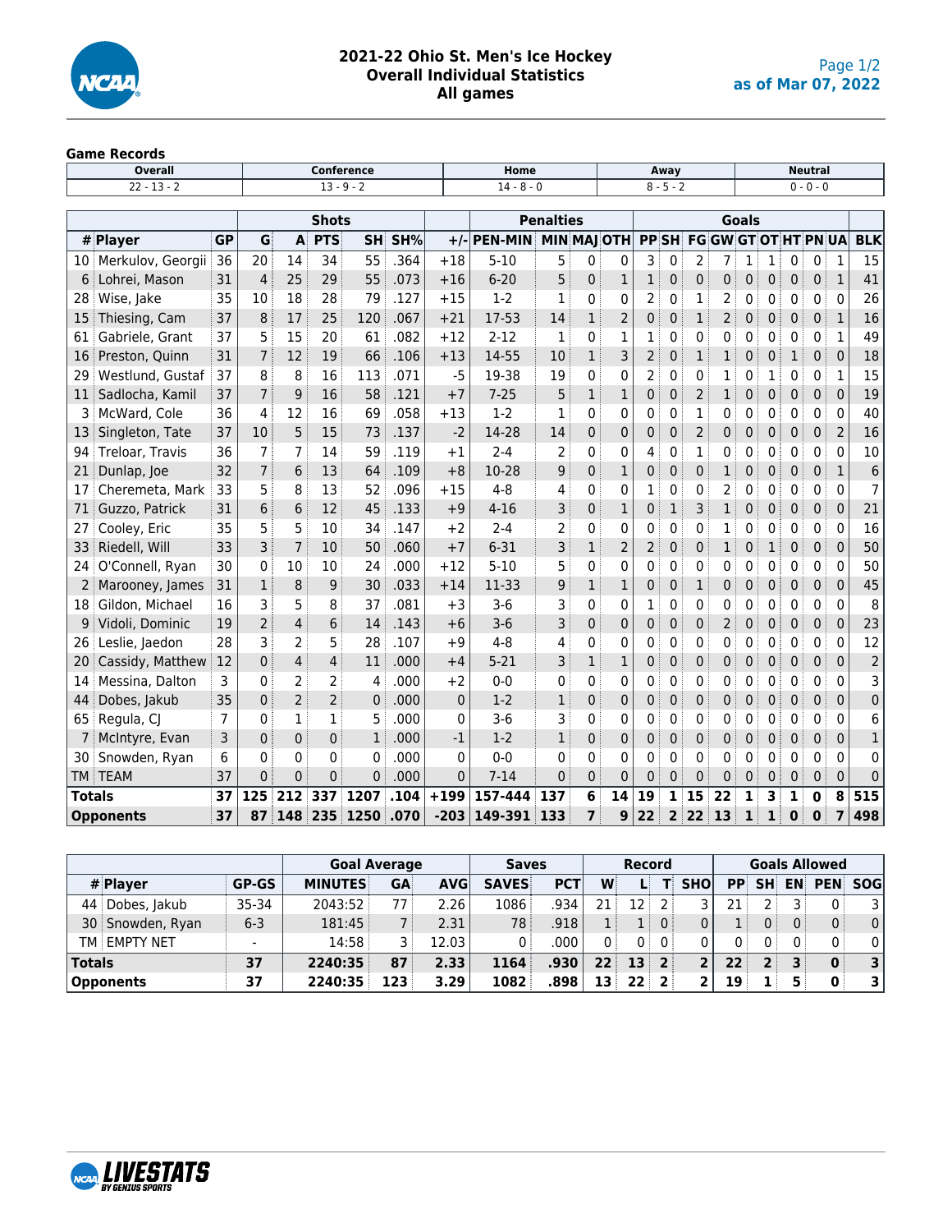# 2021-22 Ohio St. Men's Ice Hockey
## Overall Individual Statistics
### All games

as of Mar 07, 2022

**Game Records**

| Overall | Conference | Home | Away | Neutral |
|---|---|---|---|---|
| 22 - 13 - 2 | 13 - 9 - 2 | 14 - 8 - 0 | 8 - 5 - 2 | 0 - 0 - 0 |

| | | | Shots | | | | | | Penalties | | | | | Goals | | | | | | | | | |
|---|---|---|---|---|---|---|---|---|---|---|---|---|---|---|---|---|---|---|---|---|---|---|---|
| # | Player | GP | G | A | PTS | SH | SH% | +/- | PEN-MIN | MIN | MAJ | OTH | PP | SH | FG | GW | GT | OT | HT | PN | UA | BLK |
| 10 | Merkulov, Georgii | 36 | 20 | 14 | 34 | 55 | .364 | +18 | 5-10 | 5 | 0 | 0 | 3 | 0 | 2 | 7 | 1 | 1 | 0 | 0 | 1 | 15 |
| 6 | Lohrei, Mason | 31 | 4 | 25 | 29 | 55 | .073 | +16 | 6-20 | 5 | 0 | 1 | 1 | 0 | 0 | 0 | 0 | 0 | 0 | 0 | 1 | 41 |
| 28 | Wise, Jake | 35 | 10 | 18 | 28 | 79 | .127 | +15 | 1-2 | 1 | 0 | 0 | 2 | 0 | 1 | 2 | 0 | 0 | 0 | 0 | 0 | 26 |
| 15 | Thiesing, Cam | 37 | 8 | 17 | 25 | 120 | .067 | +21 | 17-53 | 14 | 1 | 2 | 0 | 0 | 1 | 2 | 0 | 0 | 0 | 0 | 1 | 16 |
| 61 | Gabriele, Grant | 37 | 5 | 15 | 20 | 61 | .082 | +12 | 2-12 | 1 | 0 | 1 | 1 | 0 | 0 | 0 | 0 | 0 | 0 | 0 | 1 | 49 |
| 16 | Preston, Quinn | 31 | 7 | 12 | 19 | 66 | .106 | +13 | 14-55 | 10 | 1 | 3 | 2 | 0 | 1 | 1 | 0 | 0 | 1 | 0 | 0 | 18 |
| 29 | Westlund, Gustaf | 37 | 8 | 8 | 16 | 113 | .071 | -5 | 19-38 | 19 | 0 | 0 | 2 | 0 | 0 | 1 | 0 | 1 | 0 | 0 | 1 | 15 |
| 11 | Sadlocha, Kamil | 37 | 7 | 9 | 16 | 58 | .121 | +7 | 7-25 | 5 | 1 | 1 | 0 | 0 | 2 | 1 | 0 | 0 | 0 | 0 | 0 | 19 |
| 3 | McWard, Cole | 36 | 4 | 12 | 16 | 69 | .058 | +13 | 1-2 | 1 | 0 | 0 | 0 | 0 | 1 | 0 | 0 | 0 | 0 | 0 | 0 | 40 |
| 13 | Singleton, Tate | 37 | 10 | 5 | 15 | 73 | .137 | -2 | 14-28 | 14 | 0 | 0 | 0 | 0 | 2 | 0 | 0 | 0 | 0 | 0 | 2 | 16 |
| 94 | Treloar, Travis | 36 | 7 | 7 | 14 | 59 | .119 | +1 | 2-4 | 2 | 0 | 0 | 4 | 0 | 1 | 0 | 0 | 0 | 0 | 0 | 0 | 10 |
| 21 | Dunlap, Joe | 32 | 7 | 6 | 13 | 64 | .109 | +8 | 10-28 | 9 | 0 | 1 | 0 | 0 | 0 | 1 | 0 | 0 | 0 | 0 | 1 | 6 |
| 17 | Cheremeta, Mark | 33 | 5 | 8 | 13 | 52 | .096 | +15 | 4-8 | 4 | 0 | 0 | 1 | 0 | 0 | 2 | 0 | 0 | 0 | 0 | 0 | 7 |
| 71 | Guzzo, Patrick | 31 | 6 | 6 | 12 | 45 | .133 | +9 | 4-16 | 3 | 0 | 1 | 0 | 1 | 3 | 1 | 0 | 0 | 0 | 0 | 0 | 21 |
| 27 | Cooley, Eric | 35 | 5 | 5 | 10 | 34 | .147 | +2 | 2-4 | 2 | 0 | 0 | 0 | 0 | 0 | 1 | 0 | 0 | 0 | 0 | 0 | 16 |
| 33 | Riedell, Will | 33 | 3 | 7 | 10 | 50 | .060 | +7 | 6-31 | 3 | 1 | 2 | 2 | 0 | 0 | 1 | 0 | 1 | 0 | 0 | 0 | 50 |
| 24 | O'Connell, Ryan | 30 | 0 | 10 | 10 | 24 | .000 | +12 | 5-10 | 5 | 0 | 0 | 0 | 0 | 0 | 0 | 0 | 0 | 0 | 0 | 0 | 50 |
| 2 | Marooney, James | 31 | 1 | 8 | 9 | 30 | .033 | +14 | 11-33 | 9 | 1 | 1 | 0 | 0 | 1 | 0 | 0 | 0 | 0 | 0 | 0 | 45 |
| 18 | Gildon, Michael | 16 | 3 | 5 | 8 | 37 | .081 | +3 | 3-6 | 3 | 0 | 0 | 1 | 0 | 0 | 0 | 0 | 0 | 0 | 0 | 0 | 8 |
| 9 | Vidoli, Dominic | 19 | 2 | 4 | 6 | 14 | .143 | +6 | 3-6 | 3 | 0 | 0 | 0 | 0 | 0 | 2 | 0 | 0 | 0 | 0 | 0 | 23 |
| 26 | Leslie, Jaedon | 28 | 3 | 2 | 5 | 28 | .107 | +9 | 4-8 | 4 | 0 | 0 | 0 | 0 | 0 | 0 | 0 | 0 | 0 | 0 | 0 | 12 |
| 20 | Cassidy, Matthew | 12 | 0 | 4 | 4 | 11 | .000 | +4 | 5-21 | 3 | 1 | 1 | 0 | 0 | 0 | 0 | 0 | 0 | 0 | 0 | 0 | 2 |
| 14 | Messina, Dalton | 3 | 0 | 2 | 2 | 4 | .000 | +2 | 0-0 | 0 | 0 | 0 | 0 | 0 | 0 | 0 | 0 | 0 | 0 | 0 | 0 | 3 |
| 44 | Dobes, Jakub | 35 | 0 | 2 | 2 | 0 | .000 | 0 | 1-2 | 1 | 0 | 0 | 0 | 0 | 0 | 0 | 0 | 0 | 0 | 0 | 0 | 0 |
| 65 | Regula, CJ | 7 | 0 | 1 | 1 | 5 | .000 | 0 | 3-6 | 3 | 0 | 0 | 0 | 0 | 0 | 0 | 0 | 0 | 0 | 0 | 0 | 6 |
| 7 | McIntyre, Evan | 3 | 0 | 0 | 0 | 1 | .000 | -1 | 1-2 | 1 | 0 | 0 | 0 | 0 | 0 | 0 | 0 | 0 | 0 | 0 | 0 | 1 |
| 30 | Snowden, Ryan | 6 | 0 | 0 | 0 | 0 | .000 | 0 | 0-0 | 0 | 0 | 0 | 0 | 0 | 0 | 0 | 0 | 0 | 0 | 0 | 0 | 0 |
| TM | TEAM | 37 | 0 | 0 | 0 | 0 | .000 | 0 | 7-14 | 0 | 0 | 0 | 0 | 0 | 0 | 0 | 0 | 0 | 0 | 0 | 0 | 0 |
| **Totals** | | **37** | **125** | **212** | **337** | **1207** | **.104** | **+199** | **157-444** | **137** | **6** | **14** | **19** | **1** | **15** | **22** | **1** | **3** | **1** | **0** | **8** | **515** |
| **Opponents** | | **37** | **87** | **148** | **235** | **1250** | **.070** | **-203** | **149-391** | **133** | **7** | **9** | **22** | **2** | **22** | **13** | **1** | **1** | **0** | **0** | **7** | **498** |

| | | | Goal Average | | | Saves | | Record | | | | Goals Allowed | | | | |
|---|---|---|---|---|---|---|---|---|---|---|---|---|---|---|---|---|
| # | Player | GP-GS | MINUTES | GA | AVG | SAVES | PCT | W | L | T | SHO | PP | SH | EN | PEN | SOG |
| 44 | Dobes, Jakub | 35-34 | 2043:52 | 77 | 2.26 | 1086 | .934 | 21 | 12 | 2 | 3 | 21 | 2 | 3 | 0 | 3 |
| 30 | Snowden, Ryan | 6-3 | 181:45 | 7 | 2.31 | 78 | .918 | 1 | 1 | 0 | 0 | 1 | 0 | 0 | 0 | 0 |
| TM | EMPTY NET | - | 14:58 | 3 | 12.03 | 0 | .000 | 0 | 0 | 0 | 0 | 0 | 0 | 0 | 0 | 0 |
| **Totals** | | **37** | **2240:35** | **87** | **2.33** | **1164** | **.930** | **22** | **13** | **2** | **2** | **22** | **2** | **3** | **0** | **3** |
| **Opponents** | | **37** | **2240:35** | **123** | **3.29** | **1082** | **.898** | **13** | **22** | **2** | **2** | **19** | **1** | **5** | **0** | **3** |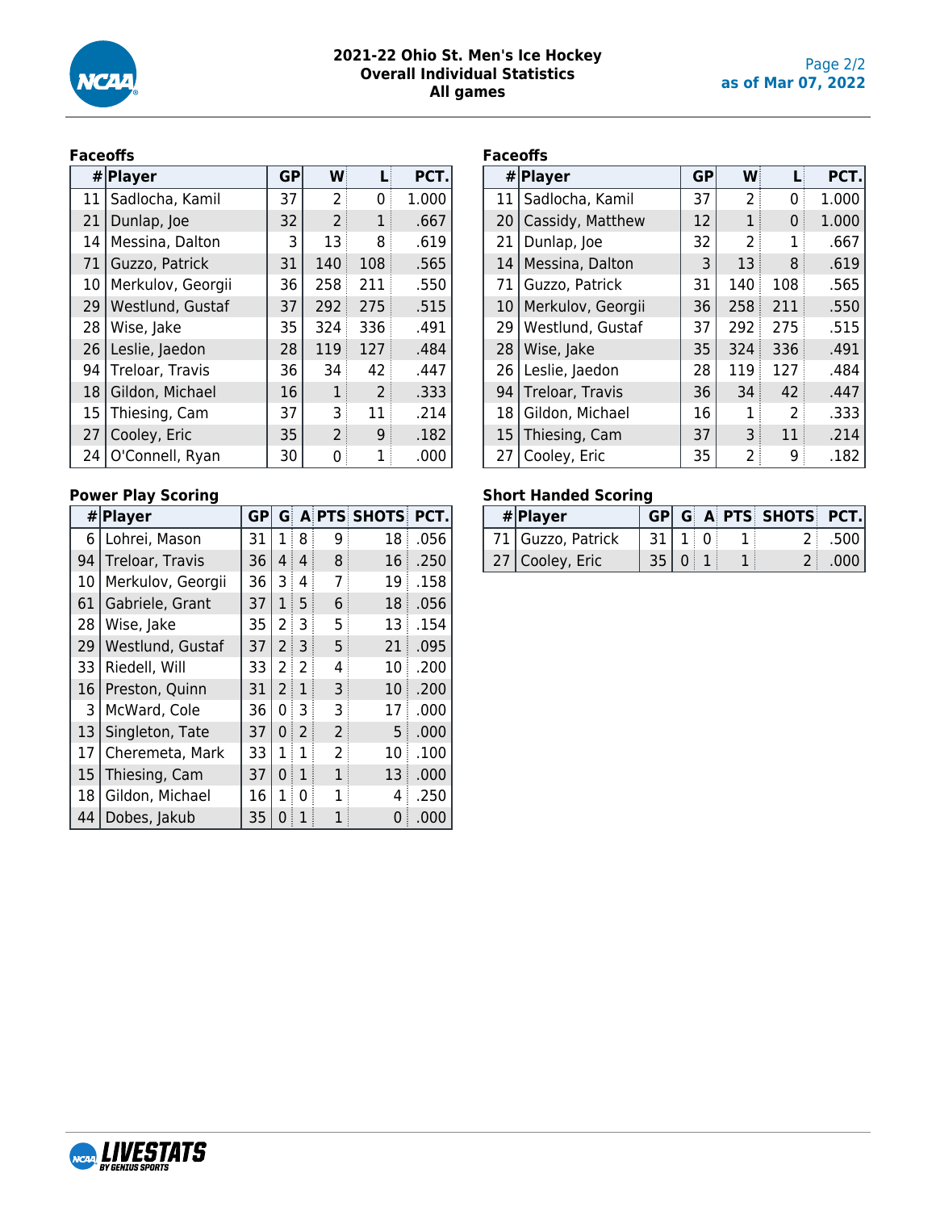# 2021-22 Ohio St. Men's Ice Hockey
## Overall Individual Statistics
## All games

as of Mar 07, 2022

### Faceoffs

| # | Player | GP | W | L | PCT. |
|---|---|---|---|---|---|
| 11 | Sadlocha, Kamil | 37 | 2 | 0 | 1.000 |
| 21 | Dunlap, Joe | 32 | 2 | 1 | .667 |
| 14 | Messina, Dalton | 3 | 13 | 8 | .619 |
| 71 | Guzzo, Patrick | 31 | 140 | 108 | .565 |
| 10 | Merkulov, Georgii | 36 | 258 | 211 | .550 |
| 29 | Westlund, Gustaf | 37 | 292 | 275 | .515 |
| 28 | Wise, Jake | 35 | 324 | 336 | .491 |
| 26 | Leslie, Jaedon | 28 | 119 | 127 | .484 |
| 94 | Treloar, Travis | 36 | 34 | 42 | .447 |
| 18 | Gildon, Michael | 16 | 1 | 2 | .333 |
| 15 | Thiesing, Cam | 37 | 3 | 11 | .214 |
| 27 | Cooley, Eric | 35 | 2 | 9 | .182 |
| 24 | O'Connell, Ryan | 30 | 0 | 1 | .000 |

### Power Play Scoring

| # | Player | GP | G | A | PTS | SHOTS | PCT. |
|---|---|---|---|---|---|---|---|
| 6 | Lohrei, Mason | 31 | 1 | 8 | 9 | 18 | .056 |
| 94 | Treloar, Travis | 36 | 4 | 4 | 8 | 16 | .250 |
| 10 | Merkulov, Georgii | 36 | 3 | 4 | 7 | 19 | .158 |
| 61 | Gabriele, Grant | 37 | 1 | 5 | 6 | 18 | .056 |
| 28 | Wise, Jake | 35 | 2 | 3 | 5 | 13 | .154 |
| 29 | Westlund, Gustaf | 37 | 2 | 3 | 5 | 21 | .095 |
| 33 | Riedell, Will | 33 | 2 | 2 | 4 | 10 | .200 |
| 16 | Preston, Quinn | 31 | 2 | 1 | 3 | 10 | .200 |
| 3 | McWard, Cole | 36 | 0 | 3 | 3 | 17 | .000 |
| 13 | Singleton, Tate | 37 | 0 | 2 | 2 | 5 | .000 |
| 17 | Cheremeta, Mark | 33 | 1 | 1 | 2 | 10 | .100 |
| 15 | Thiesing, Cam | 37 | 0 | 1 | 1 | 13 | .000 |
| 18 | Gildon, Michael | 16 | 1 | 0 | 1 | 4 | .250 |
| 44 | Dobes, Jakub | 35 | 0 | 1 | 1 | 0 | .000 |

### Faceoffs

| # | Player | GP | W | L | PCT. |
|---|---|---|---|---|---|
| 11 | Sadlocha, Kamil | 37 | 2 | 0 | 1.000 |
| 20 | Cassidy, Matthew | 12 | 1 | 0 | 1.000 |
| 21 | Dunlap, Joe | 32 | 2 | 1 | .667 |
| 14 | Messina, Dalton | 3 | 13 | 8 | .619 |
| 71 | Guzzo, Patrick | 31 | 140 | 108 | .565 |
| 10 | Merkulov, Georgii | 36 | 258 | 211 | .550 |
| 29 | Westlund, Gustaf | 37 | 292 | 275 | .515 |
| 28 | Wise, Jake | 35 | 324 | 336 | .491 |
| 26 | Leslie, Jaedon | 28 | 119 | 127 | .484 |
| 94 | Treloar, Travis | 36 | 34 | 42 | .447 |
| 18 | Gildon, Michael | 16 | 1 | 2 | .333 |
| 15 | Thiesing, Cam | 37 | 3 | 11 | .214 |
| 27 | Cooley, Eric | 35 | 2 | 9 | .182 |

### Short Handed Scoring

| # | Player | GP | G | A | PTS | SHOTS | PCT. |
|---|---|---|---|---|---|---|---|
| 71 | Guzzo, Patrick | 31 | 1 | 0 | 1 | 2 | .500 |
| 27 | Cooley, Eric | 35 | 0 | 1 | 1 | 2 | .000 |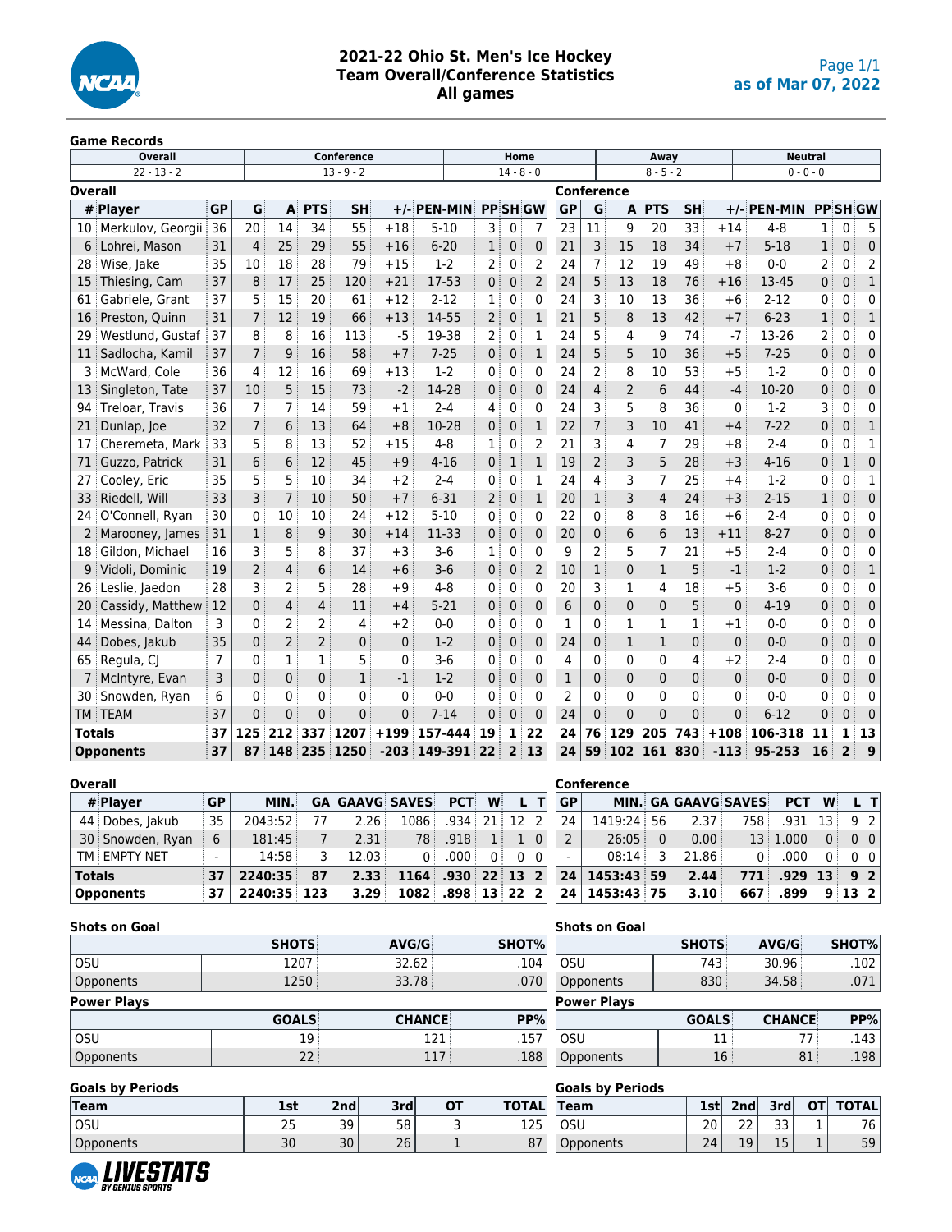# 2021-22 Ohio St. Men's Ice Hockey
## Team Overall/Conference Statistics
### All games

as of Mar 07, 2022

**Game Records**

| Overall | Conference | Home | Away | Neutral |
|---|---|---|---|---|
| 22 - 13 - 2 | 13 - 9 - 2 | 14 - 8 - 0 | 8 - 5 - 2 | 0 - 0 - 0 |

**Overall / Conference**

| # | Player | GP | G | A | PTS | SH | +/- | PEN-MIN | PP | SH | GW | GP | G | A | PTS | SH | +/- | PEN-MIN | PP | SH | GW |
|---|---|---|---|---|---|---|---|---|---|---|---|---|---|---|---|---|---|---|---|---|---|
| 10 | Merkulov, Georgii | 36 | 20 | 14 | 34 | 55 | +18 | 5-10 | 3 | 0 | 7 | 23 | 11 | 9 | 20 | 33 | +14 | 4-8 | 1 | 0 | 5 |
| 6 | Lohrei, Mason | 31 | 4 | 25 | 29 | 55 | +16 | 6-20 | 1 | 0 | 0 | 21 | 3 | 15 | 18 | 34 | +7 | 5-18 | 1 | 0 | 0 |
| 28 | Wise, Jake | 35 | 10 | 18 | 28 | 79 | +15 | 1-2 | 2 | 0 | 2 | 24 | 7 | 12 | 19 | 49 | +8 | 0-0 | 2 | 0 | 2 |
| 15 | Thiesing, Cam | 37 | 8 | 17 | 25 | 120 | +21 | 17-53 | 0 | 0 | 2 | 24 | 5 | 13 | 18 | 76 | +16 | 13-45 | 0 | 0 | 1 |
| 61 | Gabriele, Grant | 37 | 5 | 15 | 20 | 61 | +12 | 2-12 | 1 | 0 | 0 | 24 | 3 | 10 | 13 | 36 | +6 | 2-12 | 0 | 0 | 0 |
| 16 | Preston, Quinn | 31 | 7 | 12 | 19 | 66 | +13 | 14-55 | 2 | 0 | 1 | 21 | 5 | 8 | 13 | 42 | +7 | 6-23 | 1 | 0 | 1 |
| 29 | Westlund, Gustaf | 37 | 8 | 8 | 16 | 113 | -5 | 19-38 | 2 | 0 | 1 | 24 | 5 | 4 | 9 | 74 | -7 | 13-26 | 2 | 0 | 0 |
| 11 | Sadlocha, Kamil | 37 | 7 | 9 | 16 | 58 | +7 | 7-25 | 0 | 0 | 1 | 24 | 5 | 5 | 10 | 36 | +5 | 7-25 | 0 | 0 | 0 |
| 3 | McWard, Cole | 36 | 4 | 12 | 16 | 69 | +13 | 1-2 | 0 | 0 | 0 | 24 | 2 | 8 | 10 | 53 | +5 | 1-2 | 0 | 0 | 0 |
| 13 | Singleton, Tate | 37 | 10 | 5 | 15 | 73 | -2 | 14-28 | 0 | 0 | 0 | 24 | 4 | 2 | 6 | 44 | -4 | 10-20 | 0 | 0 | 0 |
| 94 | Treloar, Travis | 36 | 7 | 7 | 14 | 59 | +1 | 2-4 | 4 | 0 | 0 | 24 | 3 | 5 | 8 | 36 | 0 | 1-2 | 3 | 0 | 0 |
| 21 | Dunlap, Joe | 32 | 7 | 6 | 13 | 64 | +8 | 10-28 | 0 | 0 | 1 | 22 | 7 | 3 | 10 | 41 | +4 | 7-22 | 0 | 0 | 1 |
| 17 | Cheremeta, Mark | 33 | 5 | 8 | 13 | 52 | +15 | 4-8 | 1 | 0 | 2 | 21 | 3 | 4 | 7 | 29 | +8 | 2-4 | 0 | 0 | 1 |
| 71 | Guzzo, Patrick | 31 | 6 | 6 | 12 | 45 | +9 | 4-16 | 0 | 1 | 1 | 19 | 2 | 3 | 5 | 28 | +3 | 4-16 | 0 | 1 | 0 |
| 27 | Cooley, Eric | 35 | 5 | 5 | 10 | 34 | +2 | 2-4 | 0 | 0 | 1 | 24 | 4 | 3 | 7 | 25 | +4 | 1-2 | 0 | 0 | 1 |
| 33 | Riedell, Will | 33 | 3 | 7 | 10 | 50 | +7 | 6-31 | 2 | 0 | 1 | 20 | 1 | 3 | 4 | 24 | +3 | 2-15 | 1 | 0 | 0 |
| 24 | O'Connell, Ryan | 30 | 0 | 10 | 10 | 24 | +12 | 5-10 | 0 | 0 | 0 | 22 | 0 | 8 | 8 | 16 | +6 | 2-4 | 0 | 0 | 0 |
| 2 | Marooney, James | 31 | 1 | 8 | 9 | 30 | +14 | 11-33 | 0 | 0 | 0 | 20 | 0 | 6 | 6 | 13 | +11 | 8-27 | 0 | 0 | 0 |
| 18 | Gildon, Michael | 16 | 3 | 5 | 8 | 37 | +3 | 3-6 | 1 | 0 | 0 | 9 | 2 | 5 | 7 | 21 | +5 | 2-4 | 0 | 0 | 0 |
| 9 | Vidoli, Dominic | 19 | 2 | 4 | 6 | 14 | +6 | 3-6 | 0 | 0 | 2 | 10 | 1 | 0 | 1 | 5 | -1 | 1-2 | 0 | 0 | 1 |
| 26 | Leslie, Jaedon | 28 | 3 | 2 | 5 | 28 | +9 | 4-8 | 0 | 0 | 0 | 20 | 3 | 1 | 4 | 18 | +5 | 3-6 | 0 | 0 | 0 |
| 20 | Cassidy, Matthew | 12 | 0 | 4 | 4 | 11 | +4 | 5-21 | 0 | 0 | 0 | 6 | 0 | 0 | 0 | 5 | 0 | 4-19 | 0 | 0 | 0 |
| 14 | Messina, Dalton | 3 | 0 | 2 | 2 | 4 | +2 | 0-0 | 0 | 0 | 0 | 1 | 0 | 1 | 1 | 1 | +1 | 0-0 | 0 | 0 | 0 |
| 44 | Dobes, Jakub | 35 | 0 | 2 | 2 | 0 | 0 | 1-2 | 0 | 0 | 0 | 24 | 0 | 1 | 1 | 0 | 0 | 0-0 | 0 | 0 | 0 |
| 65 | Regula, CJ | 7 | 0 | 1 | 1 | 5 | 0 | 3-6 | 0 | 0 | 0 | 4 | 0 | 0 | 0 | 4 | +2 | 2-4 | 0 | 0 | 0 |
| 7 | McIntyre, Evan | 3 | 0 | 0 | 0 | 1 | -1 | 1-2 | 0 | 0 | 0 | 1 | 0 | 0 | 0 | 0 | 0 | 0-0 | 0 | 0 | 0 |
| 30 | Snowden, Ryan | 6 | 0 | 0 | 0 | 0 | 0 | 0-0 | 0 | 0 | 0 | 2 | 0 | 0 | 0 | 0 | 0 | 0-0 | 0 | 0 | 0 |
| TM | TEAM | 37 | 0 | 0 | 0 | 0 | 0 | 7-14 | 0 | 0 | 0 | 24 | 0 | 0 | 0 | 0 | 0 | 6-12 | 0 | 0 | 0 |
| **Totals** | | **37** | **125** | **212** | **337** | **1207** | **+199** | **157-444** | **19** | **1** | **22** | **24** | **76** | **129** | **205** | **743** | **+108** | **106-318** | **11** | **1** | **13** |
| **Opponents** | | **37** | **87** | **148** | **235** | **1250** | **-203** | **149-391** | **22** | **2** | **13** | **24** | **59** | **102** | **161** | **830** | **-113** | **95-253** | **16** | **2** | **9** |

**Overall / Conference (Goaltending)**

| # | Player | GP | MIN. | GA | GAAVG | SAVES | PCT | W | L | T | GP | MIN. | GA | GAAVG | SAVES | PCT | W | L | T |
|---|---|---|---|---|---|---|---|---|---|---|---|---|---|---|---|---|---|---|---|
| 44 | Dobes, Jakub | 35 | 2043:52 | 77 | 2.26 | 1086 | .934 | 21 | 12 | 2 | 24 | 1419:24 | 56 | 2.37 | 758 | .931 | 13 | 9 | 2 |
| 30 | Snowden, Ryan | 6 | 181:45 | 7 | 2.31 | 78 | .918 | 1 | 1 | 0 | 2 | 26:05 | 0 | 0.00 | 13 | 1.000 | 0 | 0 | 0 |
| TM | EMPTY NET | - | 14:58 | 3 | 12.03 | 0 | .000 | 0 | 0 | 0 | - | 08:14 | 3 | 21.86 | 0 | .000 | 0 | 0 | 0 |
| **Totals** | | **37** | **2240:35** | **87** | **2.33** | **1164** | **.930** | **22** | **13** | **2** | **24** | **1453:43** | **59** | **2.44** | **771** | **.929** | **13** | **9** | **2** |
| **Opponents** | | **37** | **2240:35** | **123** | **3.29** | **1082** | **.898** | **13** | **22** | **2** | **24** | **1453:43** | **75** | **3.10** | **667** | **.899** | **9** | **13** | **2** |

**Shots on Goal (Overall)**

| | SHOTS | AVG/G | SHOT% |
|---|---|---|---|
| OSU | 1207 | 32.62 | .104 |
| Opponents | 1250 | 33.78 | .070 |

**Shots on Goal (Conference)**

| | SHOTS | AVG/G | SHOT% |
|---|---|---|---|
| OSU | 743 | 30.96 | .102 |
| Opponents | 830 | 34.58 | .071 |

**Power Plays (Overall)**

| | GOALS | CHANCE | PP% |
|---|---|---|---|
| OSU | 19 | 121 | .157 |
| Opponents | 22 | 117 | .188 |

**Power Plays (Conference)**

| | GOALS | CHANCE | PP% |
|---|---|---|---|
| OSU | 11 | 77 | .143 |
| Opponents | 16 | 81 | .198 |

**Goals by Periods (Overall)**

| Team | 1st | 2nd | 3rd | OT | TOTAL |
|---|---|---|---|---|---|
| OSU | 25 | 39 | 58 | 3 | 125 |
| Opponents | 30 | 30 | 26 | 1 | 87 |

**Goals by Periods (Conference)**

| Team | 1st | 2nd | 3rd | OT | TOTAL |
|---|---|---|---|---|---|
| OSU | 20 | 22 | 33 | 1 | 76 |
| Opponents | 24 | 19 | 15 | 1 | 59 |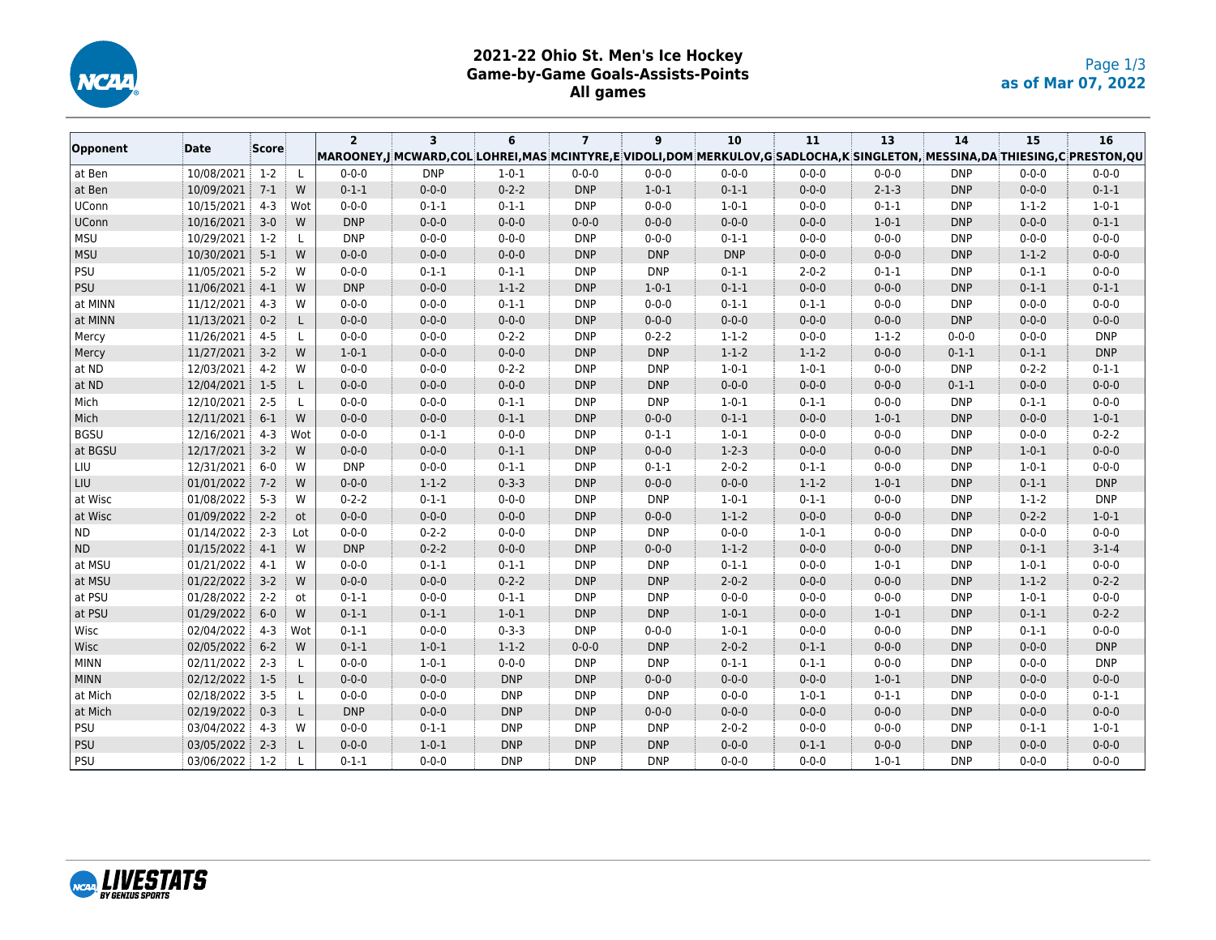# 2021-22 Ohio St. Men's Ice Hockey
## Game-by-Game Goals-Assists-Points
### All games

as of Mar 07, 2022

| Opponent | Date | Score | | 2 MAROONEY,J | 3 MCWARD,COL | 6 LOHREI,MAS | 7 MCINTYRE,E | 9 VIDOLI,DOM | 10 MERKULOV,G | 11 SADLOCHA,K | 13 SINGLETON, | 14 MESSINA,DA | 15 THIESING,C | 16 PRESTON,QU |
|---|---|---|---|---|---|---|---|---|---|---|---|---|---|---|
| at Ben | 10/08/2021 | 1-2 | L | 0-0-0 | DNP | 1-0-1 | 0-0-0 | 0-0-0 | 0-0-0 | 0-0-0 | 0-0-0 | DNP | 0-0-0 | 0-0-0 |
| at Ben | 10/09/2021 | 7-1 | W | 0-1-1 | 0-0-0 | 0-2-2 | DNP | 1-0-1 | 0-1-1 | 0-0-0 | 2-1-3 | DNP | 0-0-0 | 0-1-1 |
| UConn | 10/15/2021 | 4-3 | Wot | 0-0-0 | 0-1-1 | 0-1-1 | DNP | 0-0-0 | 1-0-1 | 0-0-0 | 0-1-1 | DNP | 1-1-2 | 1-0-1 |
| UConn | 10/16/2021 | 3-0 | W | DNP | 0-0-0 | 0-0-0 | 0-0-0 | 0-0-0 | 0-0-0 | 0-0-0 | 1-0-1 | DNP | 0-0-0 | 0-1-1 |
| MSU | 10/29/2021 | 1-2 | L | DNP | 0-0-0 | 0-0-0 | DNP | 0-0-0 | 0-1-1 | 0-0-0 | 0-0-0 | DNP | 0-0-0 | 0-0-0 |
| MSU | 10/30/2021 | 5-1 | W | 0-0-0 | 0-0-0 | 0-0-0 | DNP | DNP | DNP | 0-0-0 | 0-0-0 | DNP | 1-1-2 | 0-0-0 |
| PSU | 11/05/2021 | 5-2 | W | 0-0-0 | 0-1-1 | 0-1-1 | DNP | DNP | 0-1-1 | 2-0-2 | 0-1-1 | DNP | 0-1-1 | 0-0-0 |
| PSU | 11/06/2021 | 4-1 | W | DNP | 0-0-0 | 1-1-2 | DNP | 1-0-1 | 0-1-1 | 0-0-0 | 0-0-0 | DNP | 0-1-1 | 0-1-1 |
| at MINN | 11/12/2021 | 4-3 | W | 0-0-0 | 0-0-0 | 0-1-1 | DNP | 0-0-0 | 0-1-1 | 0-1-1 | 0-0-0 | DNP | 0-0-0 | 0-0-0 |
| at MINN | 11/13/2021 | 0-2 | L | 0-0-0 | 0-0-0 | 0-0-0 | DNP | 0-0-0 | 0-0-0 | 0-0-0 | 0-0-0 | DNP | 0-0-0 | 0-0-0 |
| Mercy | 11/26/2021 | 4-5 | L | 0-0-0 | 0-0-0 | 0-2-2 | DNP | 0-2-2 | 1-1-2 | 0-0-0 | 1-1-2 | 0-0-0 | 0-0-0 | DNP |
| Mercy | 11/27/2021 | 3-2 | W | 1-0-1 | 0-0-0 | 0-0-0 | DNP | DNP | 1-1-2 | 1-1-2 | 0-0-0 | 0-1-1 | 0-1-1 | DNP |
| at ND | 12/03/2021 | 4-2 | W | 0-0-0 | 0-0-0 | 0-2-2 | DNP | DNP | 1-0-1 | 1-0-1 | 0-0-0 | DNP | 0-2-2 | 0-1-1 |
| at ND | 12/04/2021 | 1-5 | L | 0-0-0 | 0-0-0 | 0-0-0 | DNP | DNP | 0-0-0 | 0-0-0 | 0-0-0 | 0-1-1 | 0-0-0 | 0-0-0 |
| Mich | 12/10/2021 | 2-5 | L | 0-0-0 | 0-0-0 | 0-1-1 | DNP | DNP | 1-0-1 | 0-1-1 | 0-0-0 | DNP | 0-1-1 | 0-0-0 |
| Mich | 12/11/2021 | 6-1 | W | 0-0-0 | 0-0-0 | 0-1-1 | DNP | 0-0-0 | 0-1-1 | 0-0-0 | 1-0-1 | DNP | 0-0-0 | 1-0-1 |
| BGSU | 12/16/2021 | 4-3 | Wot | 0-0-0 | 0-1-1 | 0-0-0 | DNP | 0-1-1 | 1-0-1 | 0-0-0 | 0-0-0 | DNP | 0-0-0 | 0-2-2 |
| at BGSU | 12/17/2021 | 3-2 | W | 0-0-0 | 0-0-0 | 0-1-1 | DNP | 0-0-0 | 1-2-3 | 0-0-0 | 0-0-0 | DNP | 1-0-1 | 0-0-0 |
| LIU | 12/31/2021 | 6-0 | W | DNP | 0-0-0 | 0-1-1 | DNP | 0-1-1 | 2-0-2 | 0-1-1 | 0-0-0 | DNP | 1-0-1 | 0-0-0 |
| LIU | 01/01/2022 | 7-2 | W | 0-0-0 | 1-1-2 | 0-3-3 | DNP | 0-0-0 | 0-0-0 | 1-1-2 | 1-0-1 | DNP | 0-1-1 | DNP |
| at Wisc | 01/08/2022 | 5-3 | W | 0-2-2 | 0-1-1 | 0-0-0 | DNP | DNP | 1-0-1 | 0-1-1 | 0-0-0 | DNP | 1-1-2 | DNP |
| at Wisc | 01/09/2022 | 2-2 | ot | 0-0-0 | 0-0-0 | 0-0-0 | DNP | 0-0-0 | 1-1-2 | 0-0-0 | 0-0-0 | DNP | 0-2-2 | 1-0-1 |
| ND | 01/14/2022 | 2-3 | Lot | 0-0-0 | 0-2-2 | 0-0-0 | DNP | DNP | 0-0-0 | 1-0-1 | 0-0-0 | DNP | 0-0-0 | 0-0-0 |
| ND | 01/15/2022 | 4-1 | W | DNP | 0-2-2 | 0-0-0 | DNP | 0-0-0 | 1-1-2 | 0-0-0 | 0-0-0 | DNP | 0-1-1 | 3-1-4 |
| at MSU | 01/21/2022 | 4-1 | W | 0-0-0 | 0-1-1 | 0-1-1 | DNP | DNP | 0-1-1 | 0-0-0 | 1-0-1 | DNP | 1-0-1 | 0-0-0 |
| at MSU | 01/22/2022 | 3-2 | W | 0-0-0 | 0-0-0 | 0-2-2 | DNP | DNP | 2-0-2 | 0-0-0 | 0-0-0 | DNP | 1-1-2 | 0-2-2 |
| at PSU | 01/28/2022 | 2-2 | ot | 0-1-1 | 0-0-0 | 0-1-1 | DNP | DNP | 0-0-0 | 0-0-0 | 0-0-0 | DNP | 1-0-1 | 0-0-0 |
| at PSU | 01/29/2022 | 6-0 | W | 0-1-1 | 0-1-1 | 1-0-1 | DNP | DNP | 1-0-1 | 0-0-0 | 1-0-1 | DNP | 0-1-1 | 0-2-2 |
| Wisc | 02/04/2022 | 4-3 | Wot | 0-1-1 | 0-0-0 | 0-3-3 | DNP | 0-0-0 | 1-0-1 | 0-0-0 | 0-0-0 | DNP | 0-1-1 | 0-0-0 |
| Wisc | 02/05/2022 | 6-2 | W | 0-1-1 | 1-0-1 | 1-1-2 | 0-0-0 | DNP | 2-0-2 | 0-1-1 | 0-0-0 | DNP | 0-0-0 | DNP |
| MINN | 02/11/2022 | 2-3 | L | 0-0-0 | 1-0-1 | 0-0-0 | DNP | DNP | 0-1-1 | 0-1-1 | 0-0-0 | DNP | 0-0-0 | DNP |
| MINN | 02/12/2022 | 1-5 | L | 0-0-0 | 0-0-0 | DNP | DNP | 0-0-0 | 0-0-0 | 0-0-0 | 1-0-1 | DNP | 0-0-0 | 0-0-0 |
| at Mich | 02/18/2022 | 3-5 | L | 0-0-0 | 0-0-0 | DNP | DNP | DNP | 0-0-0 | 1-0-1 | 0-1-1 | DNP | 0-0-0 | 0-1-1 |
| at Mich | 02/19/2022 | 0-3 | L | DNP | 0-0-0 | DNP | DNP | 0-0-0 | 0-0-0 | 0-0-0 | 0-0-0 | DNP | 0-0-0 | 0-0-0 |
| PSU | 03/04/2022 | 4-3 | W | 0-0-0 | 0-1-1 | DNP | DNP | DNP | 2-0-2 | 0-0-0 | 0-0-0 | DNP | 0-1-1 | 1-0-1 |
| PSU | 03/05/2022 | 2-3 | L | 0-0-0 | 1-0-1 | DNP | DNP | DNP | 0-0-0 | 0-1-1 | 0-0-0 | DNP | 0-0-0 | 0-0-0 |
| PSU | 03/06/2022 | 1-2 | L | 0-1-1 | 0-0-0 | DNP | DNP | DNP | 0-0-0 | 0-0-0 | 1-0-1 | DNP | 0-0-0 | 0-0-0 |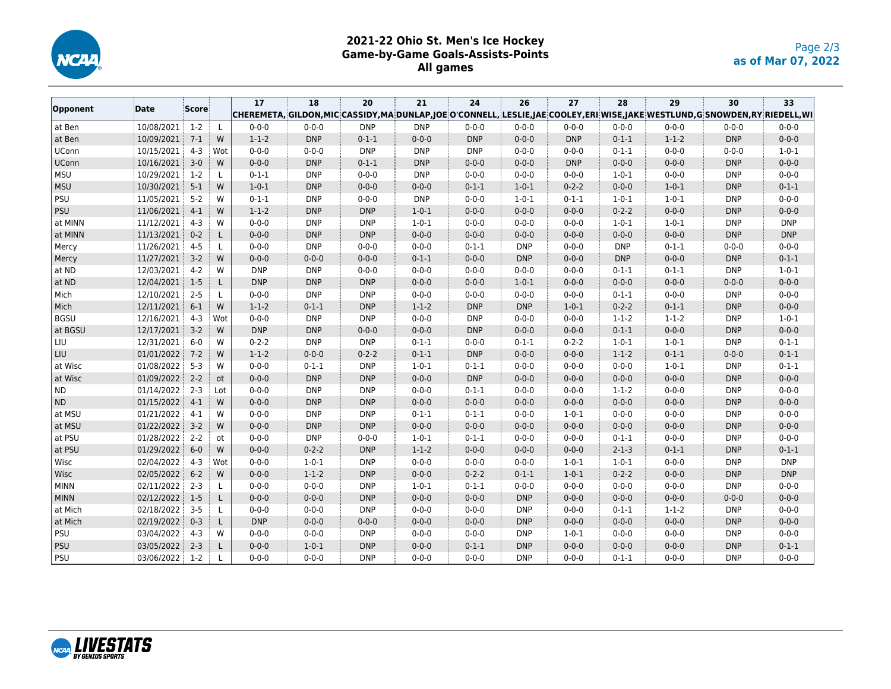# 2021-22 Ohio St. Men's Ice Hockey
## Game-by-Game Goals-Assists-Points
### All games

as of Mar 07, 2022

| Opponent | Date | Score | | 17 CHEREMETA, | 18 GILDON,MIC | 20 CASSIDY,MA | 21 DUNLAP,JOE | 24 O'CONNELL, | 26 LESLIE,JAE | 27 COOLEY,ERI | 28 WISE,JAKE | 29 WESTLUND,G | 30 SNOWDEN,RY | 33 RIEDELL,WI |
|---|---|---|---|---|---|---|---|---|---|---|---|---|---|---|
| at Ben | 10/08/2021 | 1-2 | L | 0-0-0 | 0-0-0 | DNP | DNP | 0-0-0 | 0-0-0 | 0-0-0 | 0-0-0 | 0-0-0 | 0-0-0 | 0-0-0 |
| at Ben | 10/09/2021 | 7-1 | W | 1-1-2 | DNP | 0-1-1 | 0-0-0 | DNP | 0-0-0 | DNP | 0-1-1 | 1-1-2 | DNP | 0-0-0 |
| UConn | 10/15/2021 | 4-3 | Wot | 0-0-0 | 0-0-0 | DNP | DNP | DNP | 0-0-0 | 0-0-0 | 0-1-1 | 0-0-0 | 0-0-0 | 1-0-1 |
| UConn | 10/16/2021 | 3-0 | W | 0-0-0 | DNP | 0-1-1 | DNP | 0-0-0 | 0-0-0 | DNP | 0-0-0 | 0-0-0 | DNP | 0-0-0 |
| MSU | 10/29/2021 | 1-2 | L | 0-1-1 | DNP | 0-0-0 | DNP | 0-0-0 | 0-0-0 | 0-0-0 | 1-0-1 | 0-0-0 | DNP | 0-0-0 |
| MSU | 10/30/2021 | 5-1 | W | 1-0-1 | DNP | 0-0-0 | 0-0-0 | 0-1-1 | 1-0-1 | 0-2-2 | 0-0-0 | 1-0-1 | DNP | 0-1-1 |
| PSU | 11/05/2021 | 5-2 | W | 0-1-1 | DNP | 0-0-0 | DNP | 0-0-0 | 1-0-1 | 0-1-1 | 1-0-1 | 1-0-1 | DNP | 0-0-0 |
| PSU | 11/06/2021 | 4-1 | W | 1-1-2 | DNP | DNP | 1-0-1 | 0-0-0 | 0-0-0 | 0-0-0 | 0-2-2 | 0-0-0 | DNP | 0-0-0 |
| at MINN | 11/12/2021 | 4-3 | W | 0-0-0 | DNP | DNP | 1-0-1 | 0-0-0 | 0-0-0 | 0-0-0 | 1-0-1 | 1-0-1 | DNP | DNP |
| at MINN | 11/13/2021 | 0-2 | L | 0-0-0 | DNP | DNP | 0-0-0 | 0-0-0 | 0-0-0 | 0-0-0 | 0-0-0 | 0-0-0 | DNP | DNP |
| Mercy | 11/26/2021 | 4-5 | L | 0-0-0 | DNP | 0-0-0 | 0-0-0 | 0-1-1 | DNP | 0-0-0 | DNP | 0-1-1 | 0-0-0 | 0-0-0 |
| Mercy | 11/27/2021 | 3-2 | W | 0-0-0 | 0-0-0 | 0-0-0 | 0-1-1 | 0-0-0 | DNP | 0-0-0 | DNP | 0-0-0 | DNP | 0-1-1 |
| at ND | 12/03/2021 | 4-2 | W | DNP | DNP | 0-0-0 | 0-0-0 | 0-0-0 | 0-0-0 | 0-0-0 | 0-1-1 | 0-1-1 | DNP | 1-0-1 |
| at ND | 12/04/2021 | 1-5 | L | DNP | DNP | DNP | 0-0-0 | 0-0-0 | 1-0-1 | 0-0-0 | 0-0-0 | 0-0-0 | 0-0-0 | 0-0-0 |
| Mich | 12/10/2021 | 2-5 | L | 0-0-0 | DNP | DNP | 0-0-0 | 0-0-0 | 0-0-0 | 0-0-0 | 0-1-1 | 0-0-0 | DNP | 0-0-0 |
| Mich | 12/11/2021 | 6-1 | W | 1-1-2 | 0-1-1 | DNP | 1-1-2 | DNP | DNP | 1-0-1 | 0-2-2 | 0-1-1 | DNP | 0-0-0 |
| BGSU | 12/16/2021 | 4-3 | Wot | 0-0-0 | DNP | DNP | 0-0-0 | DNP | 0-0-0 | 0-0-0 | 1-1-2 | 1-1-2 | DNP | 1-0-1 |
| at BGSU | 12/17/2021 | 3-2 | W | DNP | DNP | 0-0-0 | 0-0-0 | DNP | 0-0-0 | 0-0-0 | 0-1-1 | 0-0-0 | DNP | 0-0-0 |
| LIU | 12/31/2021 | 6-0 | W | 0-2-2 | DNP | DNP | 0-1-1 | 0-0-0 | 0-1-1 | 0-2-2 | 1-0-1 | 1-0-1 | DNP | 0-1-1 |
| LIU | 01/01/2022 | 7-2 | W | 1-1-2 | 0-0-0 | 0-2-2 | 0-1-1 | DNP | 0-0-0 | 0-0-0 | 1-1-2 | 0-1-1 | 0-0-0 | 0-1-1 |
| at Wisc | 01/08/2022 | 5-3 | W | 0-0-0 | 0-1-1 | DNP | 1-0-1 | 0-1-1 | 0-0-0 | 0-0-0 | 0-0-0 | 1-0-1 | DNP | 0-1-1 |
| at Wisc | 01/09/2022 | 2-2 | ot | 0-0-0 | DNP | DNP | 0-0-0 | DNP | 0-0-0 | 0-0-0 | 0-0-0 | 0-0-0 | DNP | 0-0-0 |
| ND | 01/14/2022 | 2-3 | Lot | 0-0-0 | DNP | DNP | 0-0-0 | 0-1-1 | 0-0-0 | 0-0-0 | 1-1-2 | 0-0-0 | DNP | 0-0-0 |
| ND | 01/15/2022 | 4-1 | W | 0-0-0 | DNP | DNP | 0-0-0 | 0-0-0 | 0-0-0 | 0-0-0 | 0-0-0 | 0-0-0 | DNP | 0-0-0 |
| at MSU | 01/21/2022 | 4-1 | W | 0-0-0 | DNP | DNP | 0-1-1 | 0-1-1 | 0-0-0 | 1-0-1 | 0-0-0 | 0-0-0 | DNP | 0-0-0 |
| at MSU | 01/22/2022 | 3-2 | W | 0-0-0 | DNP | DNP | 0-0-0 | 0-0-0 | 0-0-0 | 0-0-0 | 0-0-0 | 0-0-0 | DNP | 0-0-0 |
| at PSU | 01/28/2022 | 2-2 | ot | 0-0-0 | DNP | 0-0-0 | 1-0-1 | 0-1-1 | 0-0-0 | 0-0-0 | 0-1-1 | 0-0-0 | DNP | 0-0-0 |
| at PSU | 01/29/2022 | 6-0 | W | 0-0-0 | 0-2-2 | DNP | 1-1-2 | 0-0-0 | 0-0-0 | 0-0-0 | 2-1-3 | 0-1-1 | DNP | 0-1-1 |
| Wisc | 02/04/2022 | 4-3 | Wot | 0-0-0 | 1-0-1 | DNP | 0-0-0 | 0-0-0 | 0-0-0 | 1-0-1 | 1-0-1 | 0-0-0 | DNP | DNP |
| Wisc | 02/05/2022 | 6-2 | W | 0-0-0 | 1-1-2 | DNP | 0-0-0 | 0-2-2 | 0-1-1 | 1-0-1 | 0-2-2 | 0-0-0 | DNP | DNP |
| MINN | 02/11/2022 | 2-3 | L | 0-0-0 | 0-0-0 | DNP | 1-0-1 | 0-1-1 | 0-0-0 | 0-0-0 | 0-0-0 | 0-0-0 | DNP | 0-0-0 |
| MINN | 02/12/2022 | 1-5 | L | 0-0-0 | 0-0-0 | DNP | 0-0-0 | 0-0-0 | DNP | 0-0-0 | 0-0-0 | 0-0-0 | 0-0-0 | 0-0-0 |
| at Mich | 02/18/2022 | 3-5 | L | 0-0-0 | 0-0-0 | DNP | 0-0-0 | 0-0-0 | DNP | 0-0-0 | 0-1-1 | 1-1-2 | DNP | 0-0-0 |
| at Mich | 02/19/2022 | 0-3 | L | DNP | 0-0-0 | 0-0-0 | 0-0-0 | 0-0-0 | DNP | 0-0-0 | 0-0-0 | 0-0-0 | DNP | 0-0-0 |
| PSU | 03/04/2022 | 4-3 | W | 0-0-0 | 0-0-0 | DNP | 0-0-0 | 0-0-0 | DNP | 1-0-1 | 0-0-0 | 0-0-0 | DNP | 0-0-0 |
| PSU | 03/05/2022 | 2-3 | L | 0-0-0 | 1-0-1 | DNP | 0-0-0 | 0-1-1 | DNP | 0-0-0 | 0-0-0 | 0-0-0 | DNP | 0-1-1 |
| PSU | 03/06/2022 | 1-2 | L | 0-0-0 | 0-0-0 | DNP | 0-0-0 | 0-0-0 | DNP | 0-0-0 | 0-1-1 | 0-0-0 | DNP | 0-0-0 |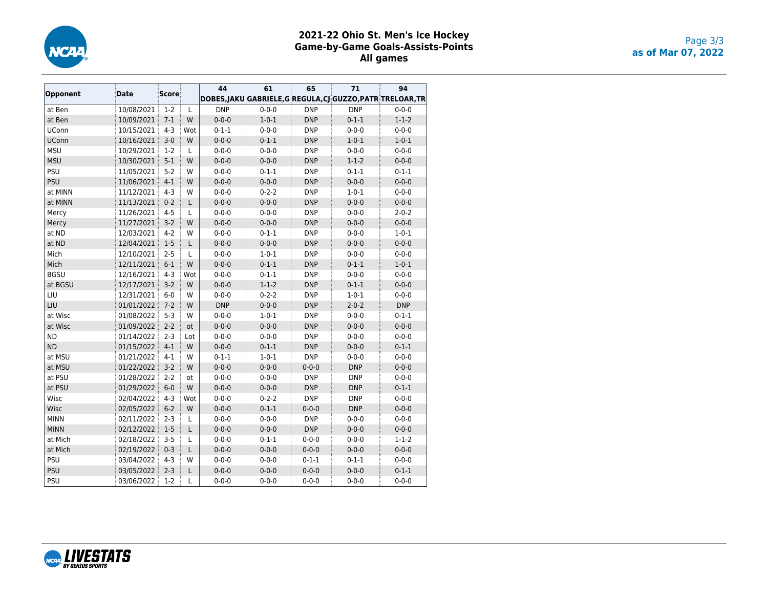# 2021-22 Ohio St. Men's Ice Hockey
## Game-by-Game Goals-Assists-Points
### All games

as of Mar 07, 2022

| Opponent | Date | Score | | 44<br>DOBES,JAKU | 61<br>GABRIELE,G | 65<br>REGULA,CJ | 71<br>GUZZO,PATR | 94<br>TRELOAR,TR |
|---|---|---|---|---|---|---|---|---|
| at Ben | 10/08/2021 | 1-2 | L | DNP | 0-0-0 | DNP | DNP | 0-0-0 |
| at Ben | 10/09/2021 | 7-1 | W | 0-0-0 | 1-0-1 | DNP | 0-1-1 | 1-1-2 |
| UConn | 10/15/2021 | 4-3 | Wot | 0-1-1 | 0-0-0 | DNP | 0-0-0 | 0-0-0 |
| UConn | 10/16/2021 | 3-0 | W | 0-0-0 | 0-1-1 | DNP | 1-0-1 | 1-0-1 |
| MSU | 10/29/2021 | 1-2 | L | 0-0-0 | 0-0-0 | DNP | 0-0-0 | 0-0-0 |
| MSU | 10/30/2021 | 5-1 | W | 0-0-0 | 0-0-0 | DNP | 1-1-2 | 0-0-0 |
| PSU | 11/05/2021 | 5-2 | W | 0-0-0 | 0-1-1 | DNP | 0-1-1 | 0-1-1 |
| PSU | 11/06/2021 | 4-1 | W | 0-0-0 | 0-0-0 | DNP | 0-0-0 | 0-0-0 |
| at MINN | 11/12/2021 | 4-3 | W | 0-0-0 | 0-2-2 | DNP | 1-0-1 | 0-0-0 |
| at MINN | 11/13/2021 | 0-2 | L | 0-0-0 | 0-0-0 | DNP | 0-0-0 | 0-0-0 |
| Mercy | 11/26/2021 | 4-5 | L | 0-0-0 | 0-0-0 | DNP | 0-0-0 | 2-0-2 |
| Mercy | 11/27/2021 | 3-2 | W | 0-0-0 | 0-0-0 | DNP | 0-0-0 | 0-0-0 |
| at ND | 12/03/2021 | 4-2 | W | 0-0-0 | 0-1-1 | DNP | 0-0-0 | 1-0-1 |
| at ND | 12/04/2021 | 1-5 | L | 0-0-0 | 0-0-0 | DNP | 0-0-0 | 0-0-0 |
| Mich | 12/10/2021 | 2-5 | L | 0-0-0 | 1-0-1 | DNP | 0-0-0 | 0-0-0 |
| Mich | 12/11/2021 | 6-1 | W | 0-0-0 | 0-1-1 | DNP | 0-1-1 | 1-0-1 |
| BGSU | 12/16/2021 | 4-3 | Wot | 0-0-0 | 0-1-1 | DNP | 0-0-0 | 0-0-0 |
| at BGSU | 12/17/2021 | 3-2 | W | 0-0-0 | 1-1-2 | DNP | 0-1-1 | 0-0-0 |
| LIU | 12/31/2021 | 6-0 | W | 0-0-0 | 0-2-2 | DNP | 1-0-1 | 0-0-0 |
| LIU | 01/01/2022 | 7-2 | W | DNP | 0-0-0 | DNP | 2-0-2 | DNP |
| at Wisc | 01/08/2022 | 5-3 | W | 0-0-0 | 1-0-1 | DNP | 0-0-0 | 0-1-1 |
| at Wisc | 01/09/2022 | 2-2 | ot | 0-0-0 | 0-0-0 | DNP | 0-0-0 | 0-0-0 |
| ND | 01/14/2022 | 2-3 | Lot | 0-0-0 | 0-0-0 | DNP | 0-0-0 | 0-0-0 |
| ND | 01/15/2022 | 4-1 | W | 0-0-0 | 0-1-1 | DNP | 0-0-0 | 0-1-1 |
| at MSU | 01/21/2022 | 4-1 | W | 0-1-1 | 1-0-1 | DNP | 0-0-0 | 0-0-0 |
| at MSU | 01/22/2022 | 3-2 | W | 0-0-0 | 0-0-0 | 0-0-0 | DNP | 0-0-0 |
| at PSU | 01/28/2022 | 2-2 | ot | 0-0-0 | 0-0-0 | DNP | DNP | 0-0-0 |
| at PSU | 01/29/2022 | 6-0 | W | 0-0-0 | 0-0-0 | DNP | DNP | 0-1-1 |
| Wisc | 02/04/2022 | 4-3 | Wot | 0-0-0 | 0-2-2 | DNP | DNP | 0-0-0 |
| Wisc | 02/05/2022 | 6-2 | W | 0-0-0 | 0-1-1 | 0-0-0 | DNP | 0-0-0 |
| MINN | 02/11/2022 | 2-3 | L | 0-0-0 | 0-0-0 | DNP | 0-0-0 | 0-0-0 |
| MINN | 02/12/2022 | 1-5 | L | 0-0-0 | 0-0-0 | DNP | 0-0-0 | 0-0-0 |
| at Mich | 02/18/2022 | 3-5 | L | 0-0-0 | 0-1-1 | 0-0-0 | 0-0-0 | 1-1-2 |
| at Mich | 02/19/2022 | 0-3 | L | 0-0-0 | 0-0-0 | 0-0-0 | 0-0-0 | 0-0-0 |
| PSU | 03/04/2022 | 4-3 | W | 0-0-0 | 0-0-0 | 0-1-1 | 0-1-1 | 0-0-0 |
| PSU | 03/05/2022 | 2-3 | L | 0-0-0 | 0-0-0 | 0-0-0 | 0-0-0 | 0-1-1 |
| PSU | 03/06/2022 | 1-2 | L | 0-0-0 | 0-0-0 | 0-0-0 | 0-0-0 | 0-0-0 |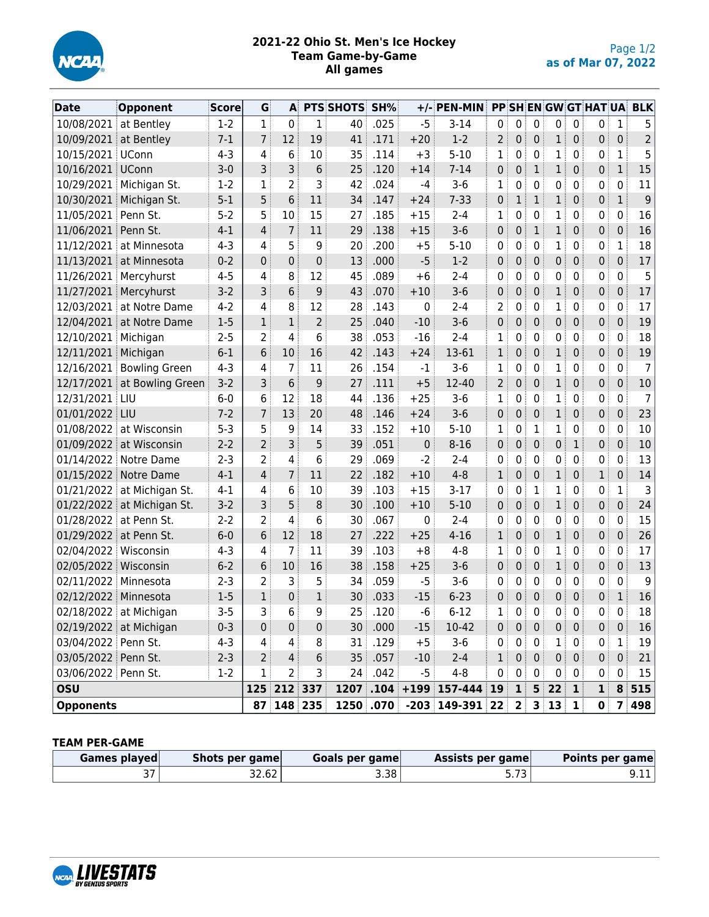# 2021-22 Ohio St. Men's Ice Hockey
## Team Game-by-Game
### All games

as of Mar 07, 2022

| Date | Opponent | Score | G | A | PTS | SHOTS | SH% | +/- | PEN-MIN | PP | SH | EN | GW | GT | HAT | UA | BLK |
|---|---|---|---|---|---|---|---|---|---|---|---|---|---|---|---|---|---|
| 10/08/2021 | at Bentley | 1-2 | 1 | 0 | 1 | 40 | .025 | -5 | 3-14 | 0 | 0 | 0 | 0 | 0 | 0 | 1 | 5 |
| 10/09/2021 | at Bentley | 7-1 | 7 | 12 | 19 | 41 | .171 | +20 | 1-2 | 2 | 0 | 0 | 1 | 0 | 0 | 0 | 2 |
| 10/15/2021 | UConn | 4-3 | 4 | 6 | 10 | 35 | .114 | +3 | 5-10 | 1 | 0 | 0 | 1 | 0 | 0 | 1 | 5 |
| 10/16/2021 | UConn | 3-0 | 3 | 3 | 6 | 25 | .120 | +14 | 7-14 | 0 | 0 | 1 | 1 | 0 | 0 | 1 | 15 |
| 10/29/2021 | Michigan St. | 1-2 | 1 | 2 | 3 | 42 | .024 | -4 | 3-6 | 1 | 0 | 0 | 0 | 0 | 0 | 0 | 11 |
| 10/30/2021 | Michigan St. | 5-1 | 5 | 6 | 11 | 34 | .147 | +24 | 7-33 | 0 | 1 | 1 | 1 | 0 | 0 | 1 | 9 |
| 11/05/2021 | Penn St. | 5-2 | 5 | 10 | 15 | 27 | .185 | +15 | 2-4 | 1 | 0 | 0 | 1 | 0 | 0 | 0 | 16 |
| 11/06/2021 | Penn St. | 4-1 | 4 | 7 | 11 | 29 | .138 | +15 | 3-6 | 0 | 0 | 1 | 1 | 0 | 0 | 0 | 16 |
| 11/12/2021 | at Minnesota | 4-3 | 4 | 5 | 9 | 20 | .200 | +5 | 5-10 | 0 | 0 | 0 | 1 | 0 | 0 | 1 | 18 |
| 11/13/2021 | at Minnesota | 0-2 | 0 | 0 | 0 | 13 | .000 | -5 | 1-2 | 0 | 0 | 0 | 0 | 0 | 0 | 0 | 17 |
| 11/26/2021 | Mercyhurst | 4-5 | 4 | 8 | 12 | 45 | .089 | +6 | 2-4 | 0 | 0 | 0 | 0 | 0 | 0 | 0 | 5 |
| 11/27/2021 | Mercyhurst | 3-2 | 3 | 6 | 9 | 43 | .070 | +10 | 3-6 | 0 | 0 | 0 | 1 | 0 | 0 | 0 | 17 |
| 12/03/2021 | at Notre Dame | 4-2 | 4 | 8 | 12 | 28 | .143 | 0 | 2-4 | 2 | 0 | 0 | 1 | 0 | 0 | 0 | 17 |
| 12/04/2021 | at Notre Dame | 1-5 | 1 | 1 | 2 | 25 | .040 | -10 | 3-6 | 0 | 0 | 0 | 0 | 0 | 0 | 0 | 19 |
| 12/10/2021 | Michigan | 2-5 | 2 | 4 | 6 | 38 | .053 | -16 | 2-4 | 1 | 0 | 0 | 0 | 0 | 0 | 0 | 18 |
| 12/11/2021 | Michigan | 6-1 | 6 | 10 | 16 | 42 | .143 | +24 | 13-61 | 1 | 0 | 0 | 1 | 0 | 0 | 0 | 19 |
| 12/16/2021 | Bowling Green | 4-3 | 4 | 7 | 11 | 26 | .154 | -1 | 3-6 | 1 | 0 | 0 | 1 | 0 | 0 | 0 | 7 |
| 12/17/2021 | at Bowling Green | 3-2 | 3 | 6 | 9 | 27 | .111 | +5 | 12-40 | 2 | 0 | 0 | 1 | 0 | 0 | 0 | 10 |
| 12/31/2021 | LIU | 6-0 | 6 | 12 | 18 | 44 | .136 | +25 | 3-6 | 1 | 0 | 0 | 1 | 0 | 0 | 0 | 7 |
| 01/01/2022 | LIU | 7-2 | 7 | 13 | 20 | 48 | .146 | +24 | 3-6 | 0 | 0 | 0 | 1 | 0 | 0 | 0 | 23 |
| 01/08/2022 | at Wisconsin | 5-3 | 5 | 9 | 14 | 33 | .152 | +10 | 5-10 | 1 | 0 | 1 | 1 | 0 | 0 | 0 | 10 |
| 01/09/2022 | at Wisconsin | 2-2 | 2 | 3 | 5 | 39 | .051 | 0 | 8-16 | 0 | 0 | 0 | 0 | 1 | 0 | 0 | 10 |
| 01/14/2022 | Notre Dame | 2-3 | 2 | 4 | 6 | 29 | .069 | -2 | 2-4 | 0 | 0 | 0 | 0 | 0 | 0 | 0 | 13 |
| 01/15/2022 | Notre Dame | 4-1 | 4 | 7 | 11 | 22 | .182 | +10 | 4-8 | 1 | 0 | 0 | 1 | 0 | 1 | 0 | 14 |
| 01/21/2022 | at Michigan St. | 4-1 | 4 | 6 | 10 | 39 | .103 | +15 | 3-17 | 0 | 0 | 1 | 1 | 0 | 0 | 1 | 3 |
| 01/22/2022 | at Michigan St. | 3-2 | 3 | 5 | 8 | 30 | .100 | +10 | 5-10 | 0 | 0 | 0 | 1 | 0 | 0 | 0 | 24 |
| 01/28/2022 | at Penn St. | 2-2 | 2 | 4 | 6 | 30 | .067 | 0 | 2-4 | 0 | 0 | 0 | 0 | 0 | 0 | 0 | 15 |
| 01/29/2022 | at Penn St. | 6-0 | 6 | 12 | 18 | 27 | .222 | +25 | 4-16 | 1 | 0 | 0 | 1 | 0 | 0 | 0 | 26 |
| 02/04/2022 | Wisconsin | 4-3 | 4 | 7 | 11 | 39 | .103 | +8 | 4-8 | 1 | 0 | 0 | 1 | 0 | 0 | 0 | 17 |
| 02/05/2022 | Wisconsin | 6-2 | 6 | 10 | 16 | 38 | .158 | +25 | 3-6 | 0 | 0 | 0 | 1 | 0 | 0 | 0 | 13 |
| 02/11/2022 | Minnesota | 2-3 | 2 | 3 | 5 | 34 | .059 | -5 | 3-6 | 0 | 0 | 0 | 0 | 0 | 0 | 0 | 9 |
| 02/12/2022 | Minnesota | 1-5 | 1 | 0 | 1 | 30 | .033 | -15 | 6-23 | 0 | 0 | 0 | 0 | 0 | 0 | 1 | 16 |
| 02/18/2022 | at Michigan | 3-5 | 3 | 6 | 9 | 25 | .120 | -6 | 6-12 | 1 | 0 | 0 | 0 | 0 | 0 | 0 | 18 |
| 02/19/2022 | at Michigan | 0-3 | 0 | 0 | 0 | 30 | .000 | -15 | 10-42 | 0 | 0 | 0 | 0 | 0 | 0 | 0 | 16 |
| 03/04/2022 | Penn St. | 4-3 | 4 | 4 | 8 | 31 | .129 | +5 | 3-6 | 0 | 0 | 0 | 1 | 0 | 0 | 1 | 19 |
| 03/05/2022 | Penn St. | 2-3 | 2 | 4 | 6 | 35 | .057 | -10 | 2-4 | 1 | 0 | 0 | 0 | 0 | 0 | 0 | 21 |
| 03/06/2022 | Penn St. | 1-2 | 1 | 2 | 3 | 24 | .042 | -5 | 4-8 | 0 | 0 | 0 | 0 | 0 | 0 | 0 | 15 |
| **OSU** | | | **125** | **212** | **337** | **1207** | **.104** | **+199** | **157-444** | **19** | **1** | **5** | **22** | **1** | **1** | **8** | **515** |
| **Opponents** | | | **87** | **148** | **235** | **1250** | **.070** | **-203** | **149-391** | **22** | **2** | **3** | **13** | **1** | **0** | **7** | **498** |

**TEAM PER-GAME**

| Games played | Shots per game | Goals per game | Assists per game | Points per game |
|---|---|---|---|---|
| 37 | 32.62 | 3.38 | 5.73 | 9.11 |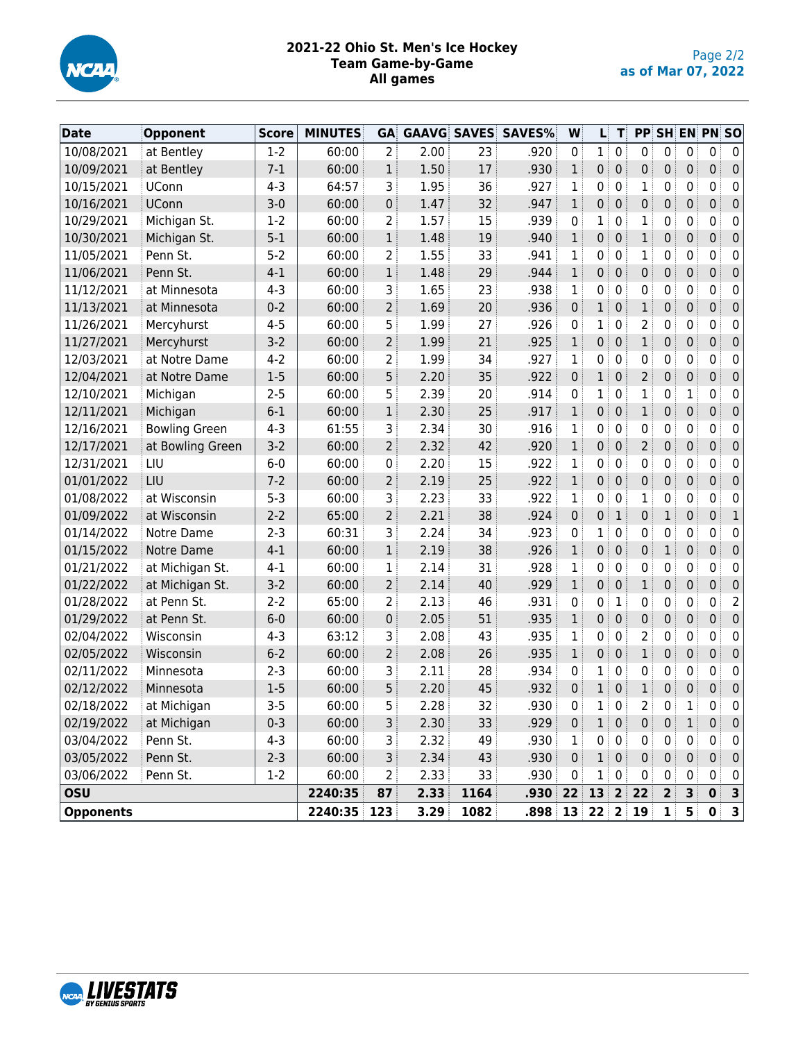# 2021-22 Ohio St. Men's Ice Hockey
## Team Game-by-Game
### All games

as of Mar 07, 2022

| Date | Opponent | Score | MINUTES | GA | GAAVG | SAVES | SAVES% | W | L | T | PP | SH | EN | PN | SO |
|---|---|---|---|---|---|---|---|---|---|---|---|---|---|---|---|
| 10/08/2021 | at Bentley | 1-2 | 60:00 | 2 | 2.00 | 23 | .920 | 0 | 1 | 0 | 0 | 0 | 0 | 0 | 0 |
| 10/09/2021 | at Bentley | 7-1 | 60:00 | 1 | 1.50 | 17 | .930 | 1 | 0 | 0 | 0 | 0 | 0 | 0 | 0 |
| 10/15/2021 | UConn | 4-3 | 64:57 | 3 | 1.95 | 36 | .927 | 1 | 0 | 0 | 1 | 0 | 0 | 0 | 0 |
| 10/16/2021 | UConn | 3-0 | 60:00 | 0 | 1.47 | 32 | .947 | 1 | 0 | 0 | 0 | 0 | 0 | 0 | 0 |
| 10/29/2021 | Michigan St. | 1-2 | 60:00 | 2 | 1.57 | 15 | .939 | 0 | 1 | 0 | 1 | 0 | 0 | 0 | 0 |
| 10/30/2021 | Michigan St. | 5-1 | 60:00 | 1 | 1.48 | 19 | .940 | 1 | 0 | 0 | 1 | 0 | 0 | 0 | 0 |
| 11/05/2021 | Penn St. | 5-2 | 60:00 | 2 | 1.55 | 33 | .941 | 1 | 0 | 0 | 1 | 0 | 0 | 0 | 0 |
| 11/06/2021 | Penn St. | 4-1 | 60:00 | 1 | 1.48 | 29 | .944 | 1 | 0 | 0 | 0 | 0 | 0 | 0 | 0 |
| 11/12/2021 | at Minnesota | 4-3 | 60:00 | 3 | 1.65 | 23 | .938 | 1 | 0 | 0 | 0 | 0 | 0 | 0 | 0 |
| 11/13/2021 | at Minnesota | 0-2 | 60:00 | 2 | 1.69 | 20 | .936 | 0 | 1 | 0 | 1 | 0 | 0 | 0 | 0 |
| 11/26/2021 | Mercyhurst | 4-5 | 60:00 | 5 | 1.99 | 27 | .926 | 0 | 1 | 0 | 2 | 0 | 0 | 0 | 0 |
| 11/27/2021 | Mercyhurst | 3-2 | 60:00 | 2 | 1.99 | 21 | .925 | 1 | 0 | 0 | 1 | 0 | 0 | 0 | 0 |
| 12/03/2021 | at Notre Dame | 4-2 | 60:00 | 2 | 1.99 | 34 | .927 | 1 | 0 | 0 | 0 | 0 | 0 | 0 | 0 |
| 12/04/2021 | at Notre Dame | 1-5 | 60:00 | 5 | 2.20 | 35 | .922 | 0 | 1 | 0 | 2 | 0 | 0 | 0 | 0 |
| 12/10/2021 | Michigan | 2-5 | 60:00 | 5 | 2.39 | 20 | .914 | 0 | 1 | 0 | 1 | 0 | 1 | 0 | 0 |
| 12/11/2021 | Michigan | 6-1 | 60:00 | 1 | 2.30 | 25 | .917 | 1 | 0 | 0 | 1 | 0 | 0 | 0 | 0 |
| 12/16/2021 | Bowling Green | 4-3 | 61:55 | 3 | 2.34 | 30 | .916 | 1 | 0 | 0 | 0 | 0 | 0 | 0 | 0 |
| 12/17/2021 | at Bowling Green | 3-2 | 60:00 | 2 | 2.32 | 42 | .920 | 1 | 0 | 0 | 2 | 0 | 0 | 0 | 0 |
| 12/31/2021 | LIU | 6-0 | 60:00 | 0 | 2.20 | 15 | .922 | 1 | 0 | 0 | 0 | 0 | 0 | 0 | 0 |
| 01/01/2022 | LIU | 7-2 | 60:00 | 2 | 2.19 | 25 | .922 | 1 | 0 | 0 | 0 | 0 | 0 | 0 | 0 |
| 01/08/2022 | at Wisconsin | 5-3 | 60:00 | 3 | 2.23 | 33 | .922 | 1 | 0 | 0 | 1 | 0 | 0 | 0 | 0 |
| 01/09/2022 | at Wisconsin | 2-2 | 65:00 | 2 | 2.21 | 38 | .924 | 0 | 0 | 1 | 0 | 1 | 0 | 0 | 1 |
| 01/14/2022 | Notre Dame | 2-3 | 60:31 | 3 | 2.24 | 34 | .923 | 0 | 1 | 0 | 0 | 0 | 0 | 0 | 0 |
| 01/15/2022 | Notre Dame | 4-1 | 60:00 | 1 | 2.19 | 38 | .926 | 1 | 0 | 0 | 0 | 1 | 0 | 0 | 0 |
| 01/21/2022 | at Michigan St. | 4-1 | 60:00 | 1 | 2.14 | 31 | .928 | 1 | 0 | 0 | 0 | 0 | 0 | 0 | 0 |
| 01/22/2022 | at Michigan St. | 3-2 | 60:00 | 2 | 2.14 | 40 | .929 | 1 | 0 | 0 | 1 | 0 | 0 | 0 | 0 |
| 01/28/2022 | at Penn St. | 2-2 | 65:00 | 2 | 2.13 | 46 | .931 | 0 | 0 | 1 | 0 | 0 | 0 | 0 | 2 |
| 01/29/2022 | at Penn St. | 6-0 | 60:00 | 0 | 2.05 | 51 | .935 | 1 | 0 | 0 | 0 | 0 | 0 | 0 | 0 |
| 02/04/2022 | Wisconsin | 4-3 | 63:12 | 3 | 2.08 | 43 | .935 | 1 | 0 | 0 | 2 | 0 | 0 | 0 | 0 |
| 02/05/2022 | Wisconsin | 6-2 | 60:00 | 2 | 2.08 | 26 | .935 | 1 | 0 | 0 | 1 | 0 | 0 | 0 | 0 |
| 02/11/2022 | Minnesota | 2-3 | 60:00 | 3 | 2.11 | 28 | .934 | 0 | 1 | 0 | 0 | 0 | 0 | 0 | 0 |
| 02/12/2022 | Minnesota | 1-5 | 60:00 | 5 | 2.20 | 45 | .932 | 0 | 1 | 0 | 1 | 0 | 0 | 0 | 0 |
| 02/18/2022 | at Michigan | 3-5 | 60:00 | 5 | 2.28 | 32 | .930 | 0 | 1 | 0 | 2 | 0 | 1 | 0 | 0 |
| 02/19/2022 | at Michigan | 0-3 | 60:00 | 3 | 2.30 | 33 | .929 | 0 | 1 | 0 | 0 | 0 | 1 | 0 | 0 |
| 03/04/2022 | Penn St. | 4-3 | 60:00 | 3 | 2.32 | 49 | .930 | 1 | 0 | 0 | 0 | 0 | 0 | 0 | 0 |
| 03/05/2022 | Penn St. | 2-3 | 60:00 | 3 | 2.34 | 43 | .930 | 0 | 1 | 0 | 0 | 0 | 0 | 0 | 0 |
| 03/06/2022 | Penn St. | 1-2 | 60:00 | 2 | 2.33 | 33 | .930 | 0 | 1 | 0 | 0 | 0 | 0 | 0 | 0 |
| **OSU** | | | **2240:35** | **87** | **2.33** | **1164** | **.930** | **22** | **13** | **2** | **22** | **2** | **3** | **0** | **3** |
| **Opponents** | | | **2240:35** | **123** | **3.29** | **1082** | **.898** | **13** | **22** | **2** | **19** | **1** | **5** | **0** | **3** |